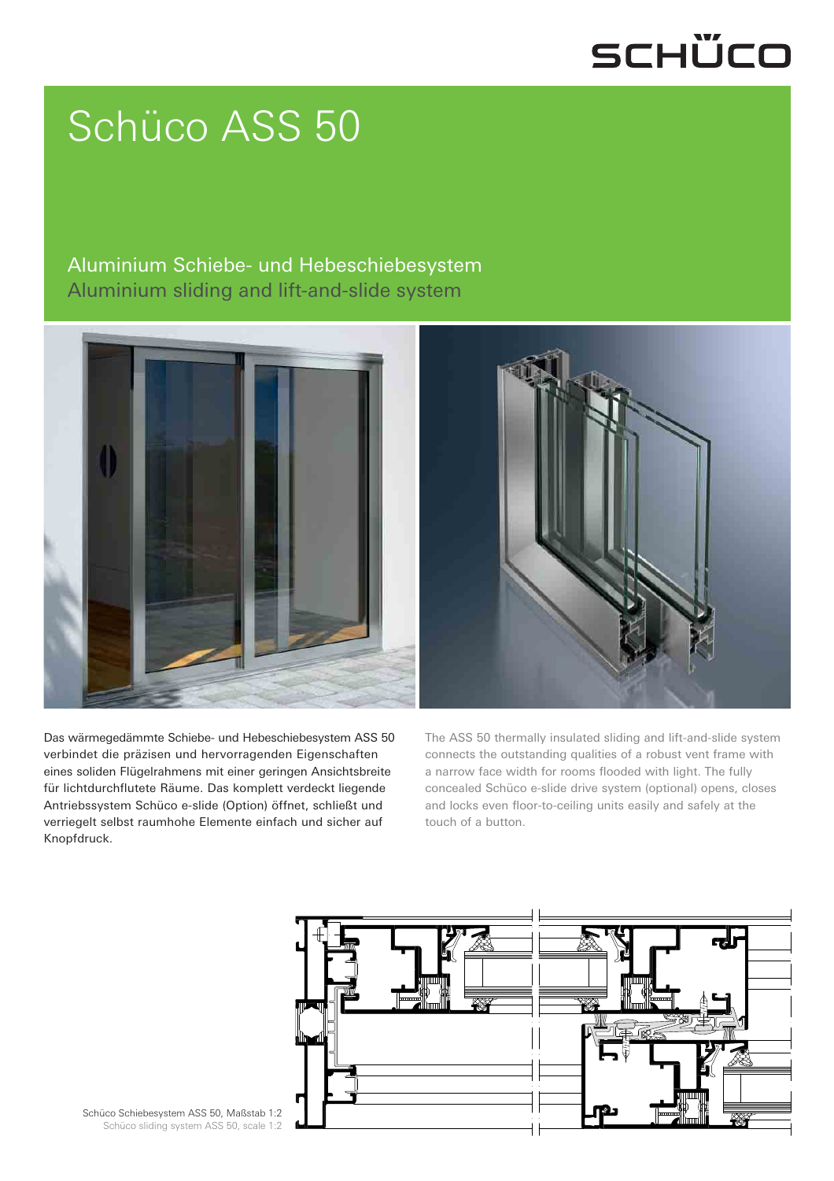SCHÜCO

# Schüco ASS 50

## Aluminium Schiebe- und Hebeschiebesystem
## Aluminium sliding and lift-and-slide system

Das wärmegedämmte Schiebe- und Hebeschiebesystem ASS 50 verbindet die präzisen und hervorragenden Eigenschaften eines soliden Flügelrahmens mit einer geringen Ansichtsbreite für lichtdurchflutete Räume. Das komplett verdeckt liegende Antriebssystem Schüco e-slide (Option) öffnet, schließt und verriegelt selbst raumhohe Elemente einfach und sicher auf Knopfdruck.

The ASS 50 thermally insulated sliding and lift-and-slide system connects the outstanding qualities of a robust vent frame with a narrow face width for rooms flooded with light. The fully concealed Schüco e-slide drive system (optional) opens, closes and locks even floor-to-ceiling units easily and safely at the touch of a button.

Schüco Schiebesystem ASS 50, Maßstab 1:2
Schüco sliding system ASS 50, scale 1:2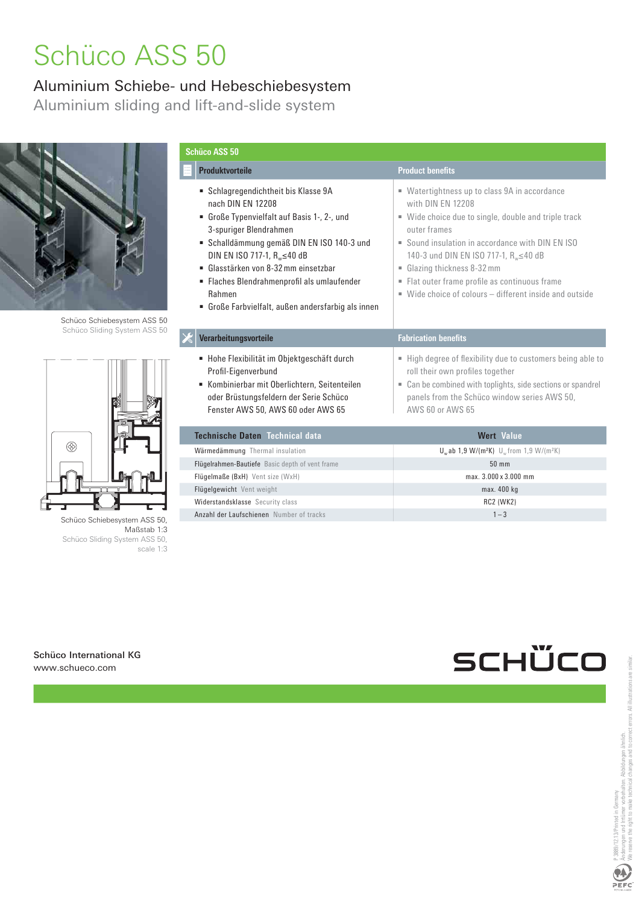# Schüco ASS 50

## Aluminium Schiebe- und Hebeschiebesystem

Aluminium sliding and lift-and-slide system

Schüco Schiebesystem ASS 50
Schüco Sliding System ASS 50

Schüco Schiebesystem ASS 50, Maßstab 1:3
Schüco Sliding System ASS 50, scale 1:3

### Schüco ASS 50

| Produktvorteile | Product benefits |
| --- | --- |
| ▪ Schlagregendichtheit bis Klasse 9A nach DIN EN 12208<br>▪ Große Typenvielfalt auf Basis 1-, 2-, und 3-spuriger Blendrahmen<br>▪ Schalldämmung gemäß DIN EN ISO 140-3 und DIN EN ISO 717-1, $R_w \leq 40$ dB<br>▪ Glasstärken von 8-32 mm einsetzbar<br>▪ Flaches Blendrahmenprofil als umlaufender Rahmen<br>▪ Große Farbvielfalt, außen andersfarbig als innen | ▪ Watertightness up to class 9A in accordance with DIN EN 12208<br>▪ Wide choice due to single, double and triple track outer frames<br>▪ Sound insulation in accordance with DIN EN ISO 140-3 und DIN EN ISO 717-1, $R_w \leq 40$ dB<br>▪ Glazing thickness 8-32 mm<br>▪ Flat outer frame profile as continuous frame<br>▪ Wide choice of colours – different inside and outside |

| Verarbeitungsvorteile | Fabrication benefits |
| --- | --- |
| ▪ Hohe Flexibilität im Objektgeschäft durch Profil-Eigenverbund<br>▪ Kombinierbar mit Oberlichtern, Seitenteilen oder Brüstungsfeldern der Serie Schüco Fenster AWS 50, AWS 60 oder AWS 65 | ▪ High degree of flexibility due to customers being able to roll their own profiles together<br>▪ Can be combined with toplights, side sections or spandrel panels from the Schüco window series AWS 50, AWS 60 or AWS 65 |

| Technische Daten Technical data | Wert Value |
| --- | --- |
| Wärmedämmung Thermal insulation | $U_w$ ab 1,9 W/(m²K) $U_w$ from 1,9 W/(m²K) |
| Flügelrahmen-Bautiefe Basic depth of vent frame | 50 mm |
| Flügelmaße (BxH) Vent size (WxH) | max. 3.000 x 3.000 mm |
| Flügelgewicht Vent weight | max. 400 kg |
| Widerstandsklasse Security class | RC2 (WK2) |
| Anzahl der Laufschienen Number of tracks | 1 – 3 |

Schüco International KG
www.schueco.com

P 3889/12.13/Printed in Germany
Änderungen und Irrtümer vorbehalten. Abbildungen ähnlich.
We reserve the right to make technical changes and to correct errors. All illustrations are similar.